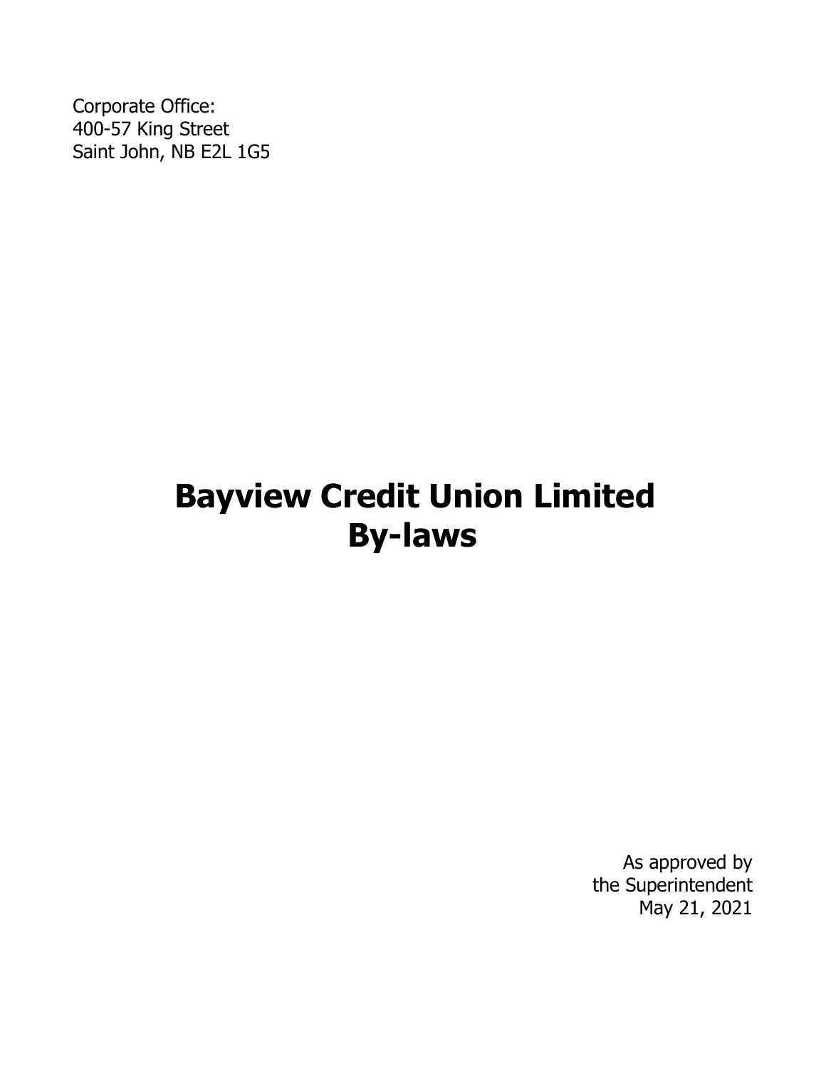Corporate Office:
400-57 King Street
Saint John, NB E2L 1G5

# Bayview Credit Union Limited
# By-laws

As approved by
the Superintendent
May 21, 2021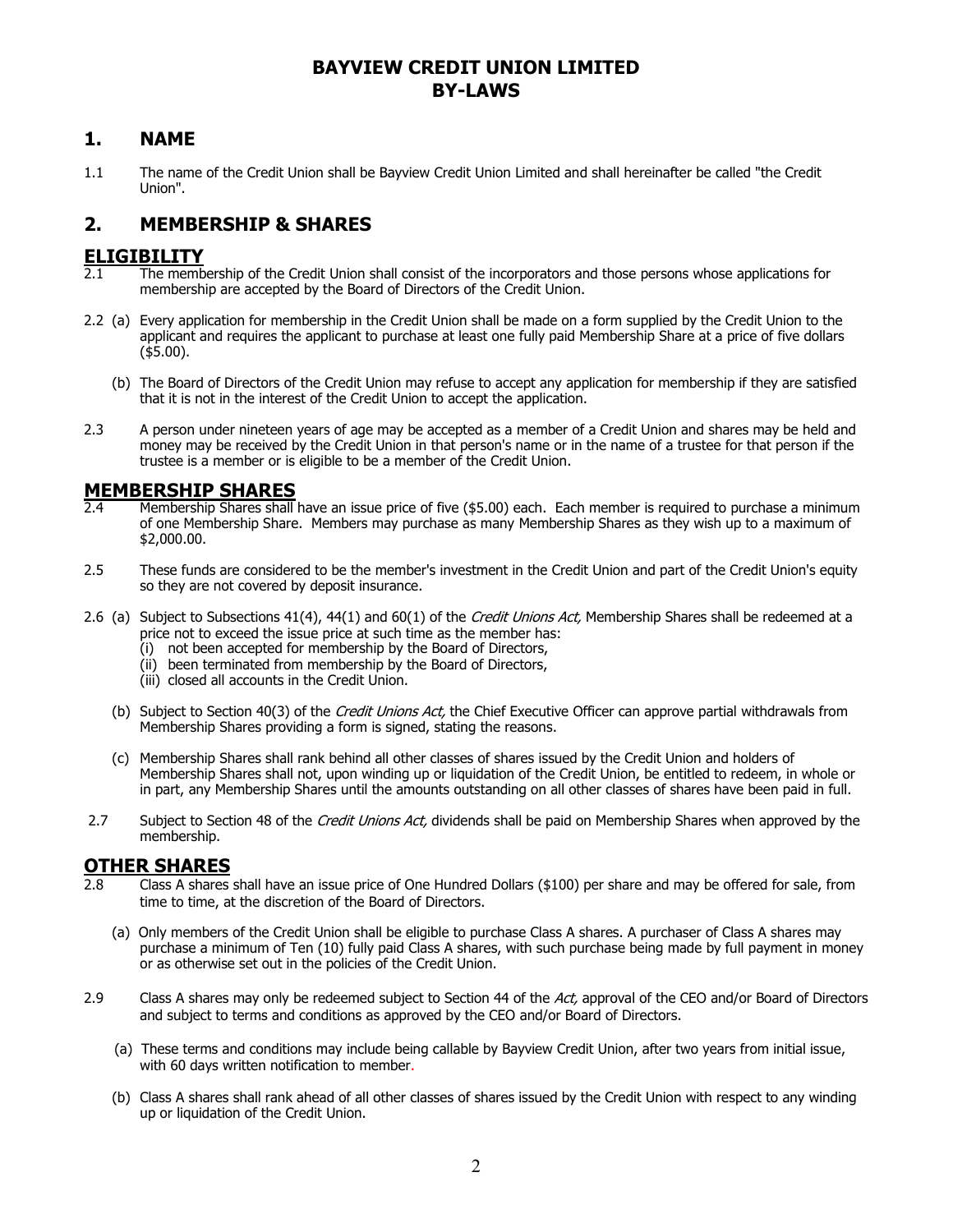# BAYVIEW CREDIT UNION LIMITED
# BY-LAWS

## 1. NAME

1.1 The name of the Credit Union shall be Bayview Credit Union Limited and shall hereinafter be called "the Credit Union".

## 2. MEMBERSHIP & SHARES

### ELIGIBILITY

2.1 The membership of the Credit Union shall consist of the incorporators and those persons whose applications for membership are accepted by the Board of Directors of the Credit Union.

2.2 (a) Every application for membership in the Credit Union shall be made on a form supplied by the Credit Union to the applicant and requires the applicant to purchase at least one fully paid Membership Share at a price of five dollars ($5.00).

(b) The Board of Directors of the Credit Union may refuse to accept any application for membership if they are satisfied that it is not in the interest of the Credit Union to accept the application.

2.3 A person under nineteen years of age may be accepted as a member of a Credit Union and shares may be held and money may be received by the Credit Union in that person's name or in the name of a trustee for that person if the trustee is a member or is eligible to be a member of the Credit Union.

### MEMBERSHIP SHARES

2.4 Membership Shares shall have an issue price of five ($5.00) each. Each member is required to purchase a minimum of one Membership Share. Members may purchase as many Membership Shares as they wish up to a maximum of $2,000.00.

2.5 These funds are considered to be the member's investment in the Credit Union and part of the Credit Union's equity so they are not covered by deposit insurance.

2.6 (a) Subject to Subsections 41(4), 44(1) and 60(1) of the *Credit Unions Act,* Membership Shares shall be redeemed at a price not to exceed the issue price at such time as the member has:

(i) not been accepted for membership by the Board of Directors,
(ii) been terminated from membership by the Board of Directors,
(iii) closed all accounts in the Credit Union.

(b) Subject to Section 40(3) of the *Credit Unions Act,* the Chief Executive Officer can approve partial withdrawals from Membership Shares providing a form is signed, stating the reasons.

(c) Membership Shares shall rank behind all other classes of shares issued by the Credit Union and holders of Membership Shares shall not, upon winding up or liquidation of the Credit Union, be entitled to redeem, in whole or in part, any Membership Shares until the amounts outstanding on all other classes of shares have been paid in full.

2.7 Subject to Section 48 of the *Credit Unions Act,* dividends shall be paid on Membership Shares when approved by the membership.

### OTHER SHARES

2.8 Class A shares shall have an issue price of One Hundred Dollars ($100) per share and may be offered for sale, from time to time, at the discretion of the Board of Directors.

(a) Only members of the Credit Union shall be eligible to purchase Class A shares. A purchaser of Class A shares may purchase a minimum of Ten (10) fully paid Class A shares, with such purchase being made by full payment in money or as otherwise set out in the policies of the Credit Union.

2.9 Class A shares may only be redeemed subject to Section 44 of the *Act,* approval of the CEO and/or Board of Directors and subject to terms and conditions as approved by the CEO and/or Board of Directors.

(a) These terms and conditions may include being callable by Bayview Credit Union, after two years from initial issue, with 60 days written notification to member.

(b) Class A shares shall rank ahead of all other classes of shares issued by the Credit Union with respect to any winding up or liquidation of the Credit Union.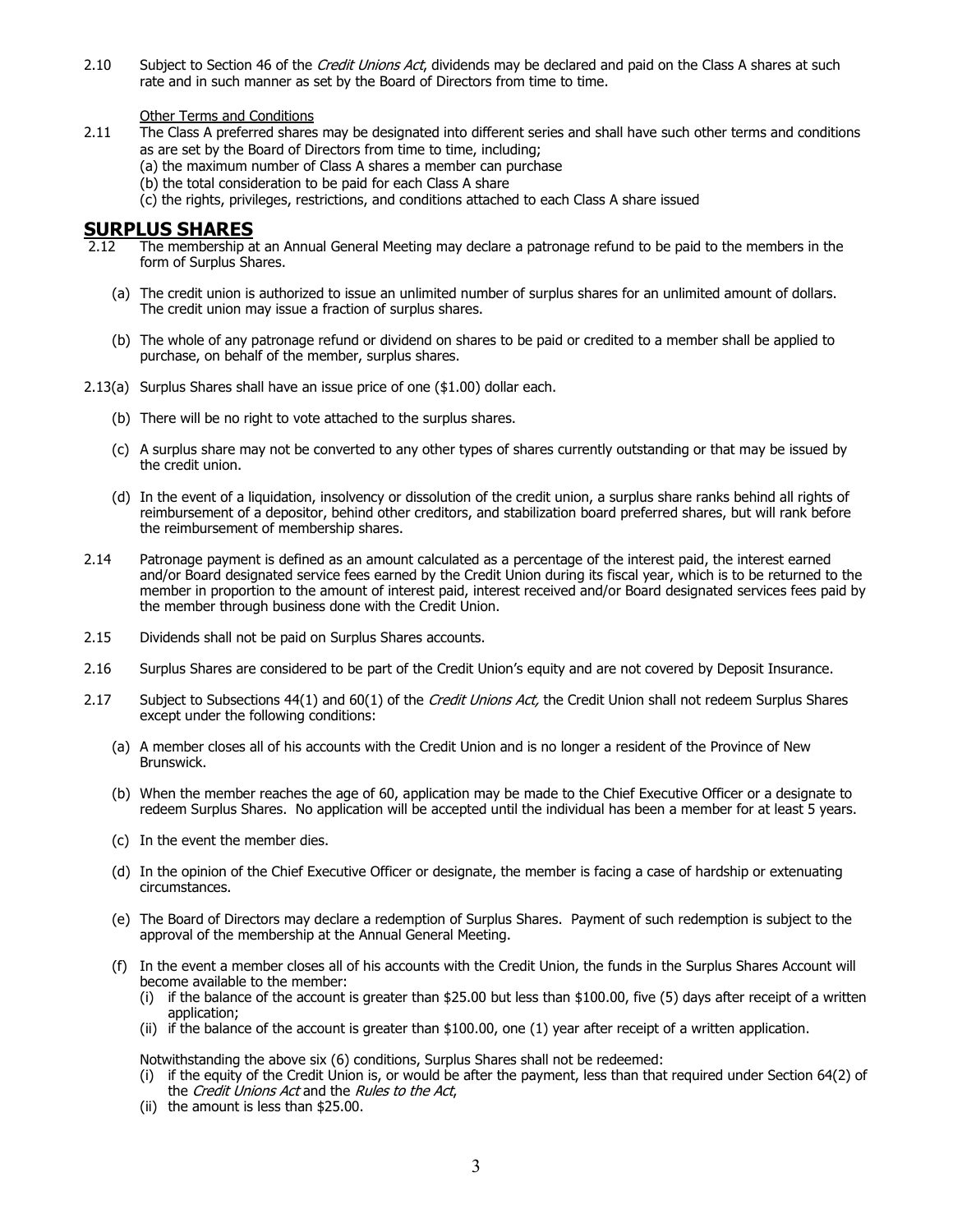2.10 Subject to Section 46 of the *Credit Unions Act*, dividends may be declared and paid on the Class A shares at such rate and in such manner as set by the Board of Directors from time to time.

Other Terms and Conditions

2.11 The Class A preferred shares may be designated into different series and shall have such other terms and conditions as are set by the Board of Directors from time to time, including;
(a) the maximum number of Class A shares a member can purchase
(b) the total consideration to be paid for each Class A share
(c) the rights, privileges, restrictions, and conditions attached to each Class A share issued

## SURPLUS SHARES

2.12 The membership at an Annual General Meeting may declare a patronage refund to be paid to the members in the form of Surplus Shares.

(a) The credit union is authorized to issue an unlimited number of surplus shares for an unlimited amount of dollars. The credit union may issue a fraction of surplus shares.

(b) The whole of any patronage refund or dividend on shares to be paid or credited to a member shall be applied to purchase, on behalf of the member, surplus shares.

2.13(a) Surplus Shares shall have an issue price of one ($1.00) dollar each.

(b) There will be no right to vote attached to the surplus shares.

(c) A surplus share may not be converted to any other types of shares currently outstanding or that may be issued by the credit union.

(d) In the event of a liquidation, insolvency or dissolution of the credit union, a surplus share ranks behind all rights of reimbursement of a depositor, behind other creditors, and stabilization board preferred shares, but will rank before the reimbursement of membership shares.

2.14 Patronage payment is defined as an amount calculated as a percentage of the interest paid, the interest earned and/or Board designated service fees earned by the Credit Union during its fiscal year, which is to be returned to the member in proportion to the amount of interest paid, interest received and/or Board designated services fees paid by the member through business done with the Credit Union.

2.15 Dividends shall not be paid on Surplus Shares accounts.

2.16 Surplus Shares are considered to be part of the Credit Union's equity and are not covered by Deposit Insurance.

2.17 Subject to Subsections 44(1) and 60(1) of the *Credit Unions Act,* the Credit Union shall not redeem Surplus Shares except under the following conditions:

(a) A member closes all of his accounts with the Credit Union and is no longer a resident of the Province of New Brunswick.

(b) When the member reaches the age of 60, application may be made to the Chief Executive Officer or a designate to redeem Surplus Shares. No application will be accepted until the individual has been a member for at least 5 years.

(c) In the event the member dies.

(d) In the opinion of the Chief Executive Officer or designate, the member is facing a case of hardship or extenuating circumstances.

(e) The Board of Directors may declare a redemption of Surplus Shares. Payment of such redemption is subject to the approval of the membership at the Annual General Meeting.

(f) In the event a member closes all of his accounts with the Credit Union, the funds in the Surplus Shares Account will become available to the member:
(i) if the balance of the account is greater than $25.00 but less than $100.00, five (5) days after receipt of a written application;
(ii) if the balance of the account is greater than $100.00, one (1) year after receipt of a written application.

Notwithstanding the above six (6) conditions, Surplus Shares shall not be redeemed:
(i) if the equity of the Credit Union is, or would be after the payment, less than that required under Section 64(2) of the *Credit Unions Act* and the *Rules to the Act*,
(ii) the amount is less than $25.00.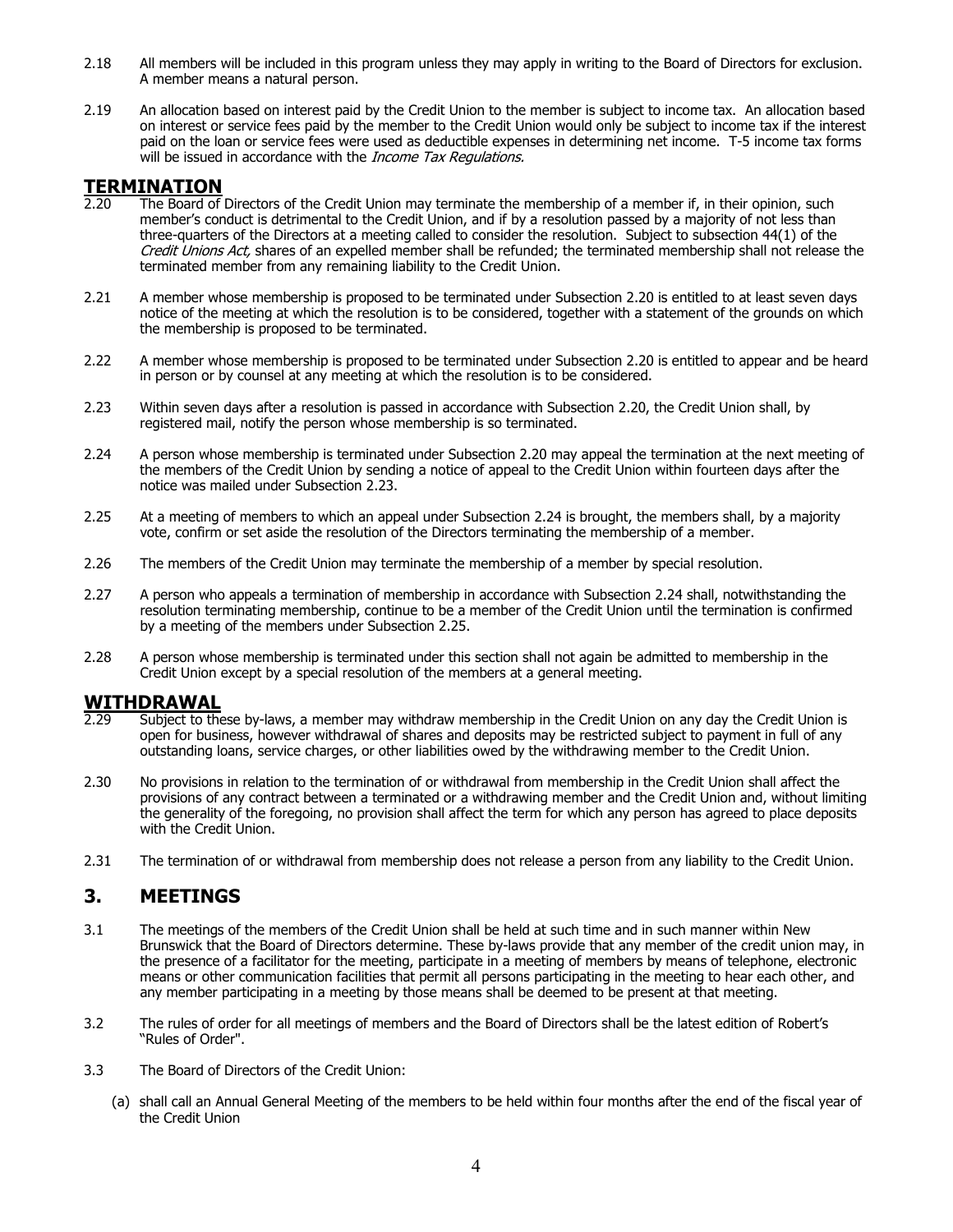2.18 All members will be included in this program unless they may apply in writing to the Board of Directors for exclusion. A member means a natural person.

2.19 An allocation based on interest paid by the Credit Union to the member is subject to income tax. An allocation based on interest or service fees paid by the member to the Credit Union would only be subject to income tax if the interest paid on the loan or service fees were used as deductible expenses in determining net income. T-5 income tax forms will be issued in accordance with the *Income Tax Regulations.*

## TERMINATION

2.20 The Board of Directors of the Credit Union may terminate the membership of a member if, in their opinion, such member's conduct is detrimental to the Credit Union, and if by a resolution passed by a majority of not less than three-quarters of the Directors at a meeting called to consider the resolution. Subject to subsection 44(1) of the *Credit Unions Act,* shares of an expelled member shall be refunded; the terminated membership shall not release the terminated member from any remaining liability to the Credit Union.

2.21 A member whose membership is proposed to be terminated under Subsection 2.20 is entitled to at least seven days notice of the meeting at which the resolution is to be considered, together with a statement of the grounds on which the membership is proposed to be terminated.

2.22 A member whose membership is proposed to be terminated under Subsection 2.20 is entitled to appear and be heard in person or by counsel at any meeting at which the resolution is to be considered.

2.23 Within seven days after a resolution is passed in accordance with Subsection 2.20, the Credit Union shall, by registered mail, notify the person whose membership is so terminated.

2.24 A person whose membership is terminated under Subsection 2.20 may appeal the termination at the next meeting of the members of the Credit Union by sending a notice of appeal to the Credit Union within fourteen days after the notice was mailed under Subsection 2.23.

2.25 At a meeting of members to which an appeal under Subsection 2.24 is brought, the members shall, by a majority vote, confirm or set aside the resolution of the Directors terminating the membership of a member.

2.26 The members of the Credit Union may terminate the membership of a member by special resolution.

2.27 A person who appeals a termination of membership in accordance with Subsection 2.24 shall, notwithstanding the resolution terminating membership, continue to be a member of the Credit Union until the termination is confirmed by a meeting of the members under Subsection 2.25.

2.28 A person whose membership is terminated under this section shall not again be admitted to membership in the Credit Union except by a special resolution of the members at a general meeting.

## WITHDRAWAL

2.29 Subject to these by-laws, a member may withdraw membership in the Credit Union on any day the Credit Union is open for business, however withdrawal of shares and deposits may be restricted subject to payment in full of any outstanding loans, service charges, or other liabilities owed by the withdrawing member to the Credit Union.

2.30 No provisions in relation to the termination of or withdrawal from membership in the Credit Union shall affect the provisions of any contract between a terminated or a withdrawing member and the Credit Union and, without limiting the generality of the foregoing, no provision shall affect the term for which any person has agreed to place deposits with the Credit Union.

2.31 The termination of or withdrawal from membership does not release a person from any liability to the Credit Union.

# 3. MEETINGS

3.1 The meetings of the members of the Credit Union shall be held at such time and in such manner within New Brunswick that the Board of Directors determine. These by-laws provide that any member of the credit union may, in the presence of a facilitator for the meeting, participate in a meeting of members by means of telephone, electronic means or other communication facilities that permit all persons participating in the meeting to hear each other, and any member participating in a meeting by those means shall be deemed to be present at that meeting.

3.2 The rules of order for all meetings of members and the Board of Directors shall be the latest edition of Robert's "Rules of Order".

3.3 The Board of Directors of the Credit Union:

(a) shall call an Annual General Meeting of the members to be held within four months after the end of the fiscal year of the Credit Union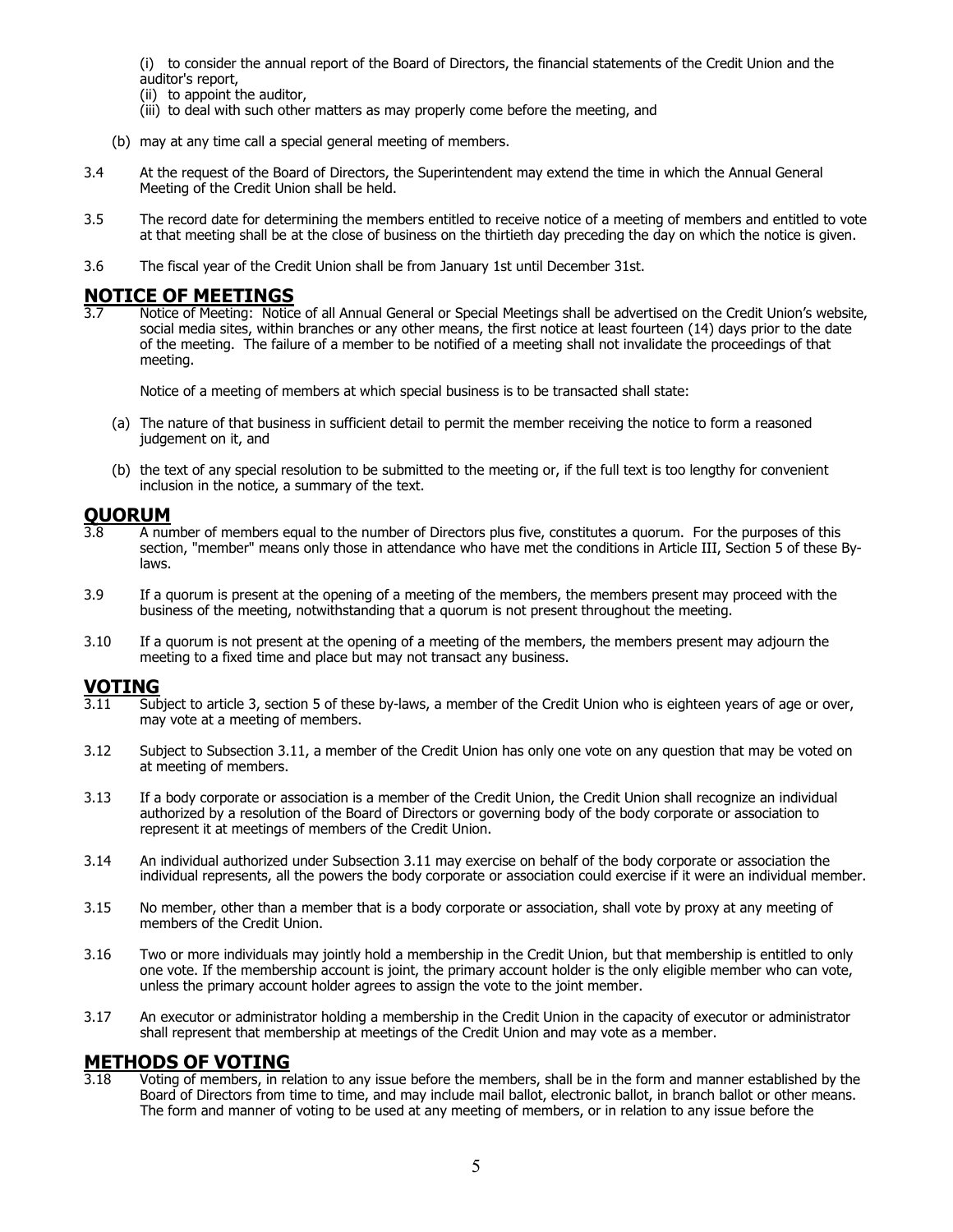(i) to consider the annual report of the Board of Directors, the financial statements of the Credit Union and the auditor's report,

(ii) to appoint the auditor,

(iii) to deal with such other matters as may properly come before the meeting, and

(b) may at any time call a special general meeting of members.

3.4 At the request of the Board of Directors, the Superintendent may extend the time in which the Annual General Meeting of the Credit Union shall be held.

3.5 The record date for determining the members entitled to receive notice of a meeting of members and entitled to vote at that meeting shall be at the close of business on the thirtieth day preceding the day on which the notice is given.

3.6 The fiscal year of the Credit Union shall be from January 1st until December 31st.

## NOTICE OF MEETINGS

3.7 Notice of Meeting: Notice of all Annual General or Special Meetings shall be advertised on the Credit Union's website, social media sites, within branches or any other means, the first notice at least fourteen (14) days prior to the date of the meeting. The failure of a member to be notified of a meeting shall not invalidate the proceedings of that meeting.

Notice of a meeting of members at which special business is to be transacted shall state:

(a) The nature of that business in sufficient detail to permit the member receiving the notice to form a reasoned judgement on it, and

(b) the text of any special resolution to be submitted to the meeting or, if the full text is too lengthy for convenient inclusion in the notice, a summary of the text.

## QUORUM

3.8 A number of members equal to the number of Directors plus five, constitutes a quorum. For the purposes of this section, "member" means only those in attendance who have met the conditions in Article III, Section 5 of these By-laws.

3.9 If a quorum is present at the opening of a meeting of the members, the members present may proceed with the business of the meeting, notwithstanding that a quorum is not present throughout the meeting.

3.10 If a quorum is not present at the opening of a meeting of the members, the members present may adjourn the meeting to a fixed time and place but may not transact any business.

## VOTING

3.11 Subject to article 3, section 5 of these by-laws, a member of the Credit Union who is eighteen years of age or over, may vote at a meeting of members.

3.12 Subject to Subsection 3.11, a member of the Credit Union has only one vote on any question that may be voted on at meeting of members.

3.13 If a body corporate or association is a member of the Credit Union, the Credit Union shall recognize an individual authorized by a resolution of the Board of Directors or governing body of the body corporate or association to represent it at meetings of members of the Credit Union.

3.14 An individual authorized under Subsection 3.11 may exercise on behalf of the body corporate or association the individual represents, all the powers the body corporate or association could exercise if it were an individual member.

3.15 No member, other than a member that is a body corporate or association, shall vote by proxy at any meeting of members of the Credit Union.

3.16 Two or more individuals may jointly hold a membership in the Credit Union, but that membership is entitled to only one vote. If the membership account is joint, the primary account holder is the only eligible member who can vote, unless the primary account holder agrees to assign the vote to the joint member.

3.17 An executor or administrator holding a membership in the Credit Union in the capacity of executor or administrator shall represent that membership at meetings of the Credit Union and may vote as a member.

## METHODS OF VOTING

3.18 Voting of members, in relation to any issue before the members, shall be in the form and manner established by the Board of Directors from time to time, and may include mail ballot, electronic ballot, in branch ballot or other means. The form and manner of voting to be used at any meeting of members, or in relation to any issue before the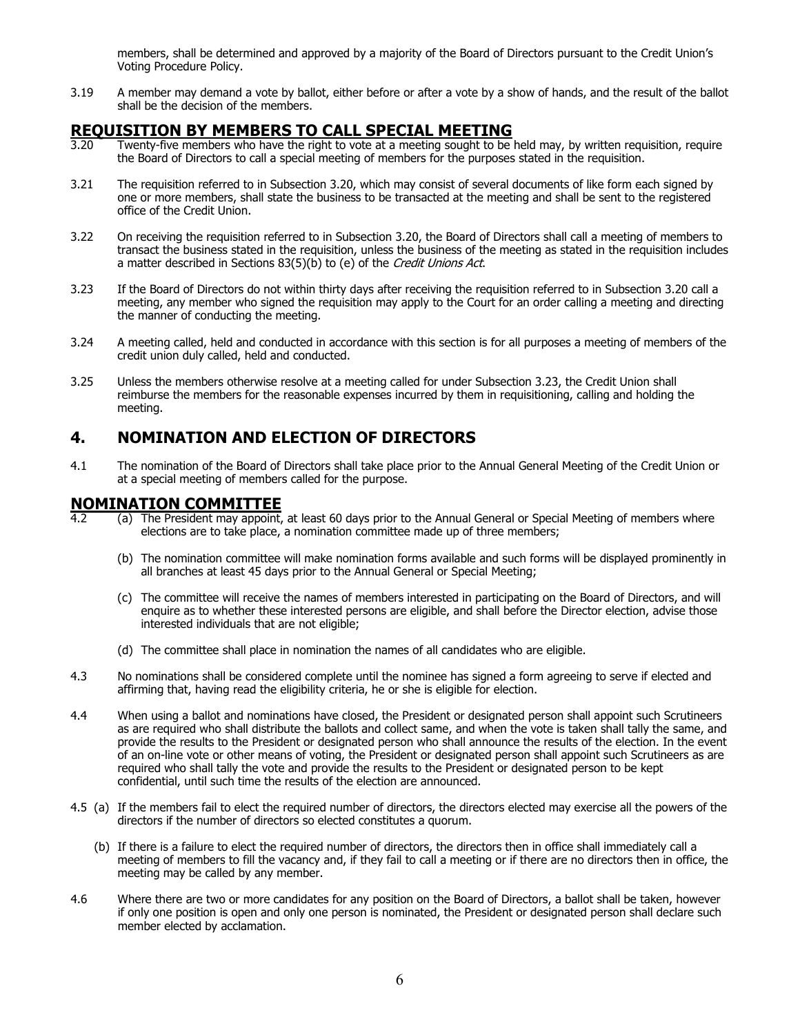members, shall be determined and approved by a majority of the Board of Directors pursuant to the Credit Union's Voting Procedure Policy.

3.19 A member may demand a vote by ballot, either before or after a vote by a show of hands, and the result of the ballot shall be the decision of the members.

## REQUISITION BY MEMBERS TO CALL SPECIAL MEETING

3.20 Twenty-five members who have the right to vote at a meeting sought to be held may, by written requisition, require the Board of Directors to call a special meeting of members for the purposes stated in the requisition.

3.21 The requisition referred to in Subsection 3.20, which may consist of several documents of like form each signed by one or more members, shall state the business to be transacted at the meeting and shall be sent to the registered office of the Credit Union.

3.22 On receiving the requisition referred to in Subsection 3.20, the Board of Directors shall call a meeting of members to transact the business stated in the requisition, unless the business of the meeting as stated in the requisition includes a matter described in Sections 83(5)(b) to (e) of the *Credit Unions Act*.

3.23 If the Board of Directors do not within thirty days after receiving the requisition referred to in Subsection 3.20 call a meeting, any member who signed the requisition may apply to the Court for an order calling a meeting and directing the manner of conducting the meeting.

3.24 A meeting called, held and conducted in accordance with this section is for all purposes a meeting of members of the credit union duly called, held and conducted.

3.25 Unless the members otherwise resolve at a meeting called for under Subsection 3.23, the Credit Union shall reimburse the members for the reasonable expenses incurred by them in requisitioning, calling and holding the meeting.

# 4. NOMINATION AND ELECTION OF DIRECTORS

4.1 The nomination of the Board of Directors shall take place prior to the Annual General Meeting of the Credit Union or at a special meeting of members called for the purpose.

## NOMINATION COMMITTEE

4.2 (a) The President may appoint, at least 60 days prior to the Annual General or Special Meeting of members where elections are to take place, a nomination committee made up of three members;

(b) The nomination committee will make nomination forms available and such forms will be displayed prominently in all branches at least 45 days prior to the Annual General or Special Meeting;

(c) The committee will receive the names of members interested in participating on the Board of Directors, and will enquire as to whether these interested persons are eligible, and shall before the Director election, advise those interested individuals that are not eligible;

(d) The committee shall place in nomination the names of all candidates who are eligible.

4.3 No nominations shall be considered complete until the nominee has signed a form agreeing to serve if elected and affirming that, having read the eligibility criteria, he or she is eligible for election.

4.4 When using a ballot and nominations have closed, the President or designated person shall appoint such Scrutineers as are required who shall distribute the ballots and collect same, and when the vote is taken shall tally the same, and provide the results to the President or designated person who shall announce the results of the election. In the event of an on-line vote or other means of voting, the President or designated person shall appoint such Scrutineers as are required who shall tally the vote and provide the results to the President or designated person to be kept confidential, until such time the results of the election are announced.

4.5 (a) If the members fail to elect the required number of directors, the directors elected may exercise all the powers of the directors if the number of directors so elected constitutes a quorum.

(b) If there is a failure to elect the required number of directors, the directors then in office shall immediately call a meeting of members to fill the vacancy and, if they fail to call a meeting or if there are no directors then in office, the meeting may be called by any member.

4.6 Where there are two or more candidates for any position on the Board of Directors, a ballot shall be taken, however if only one position is open and only one person is nominated, the President or designated person shall declare such member elected by acclamation.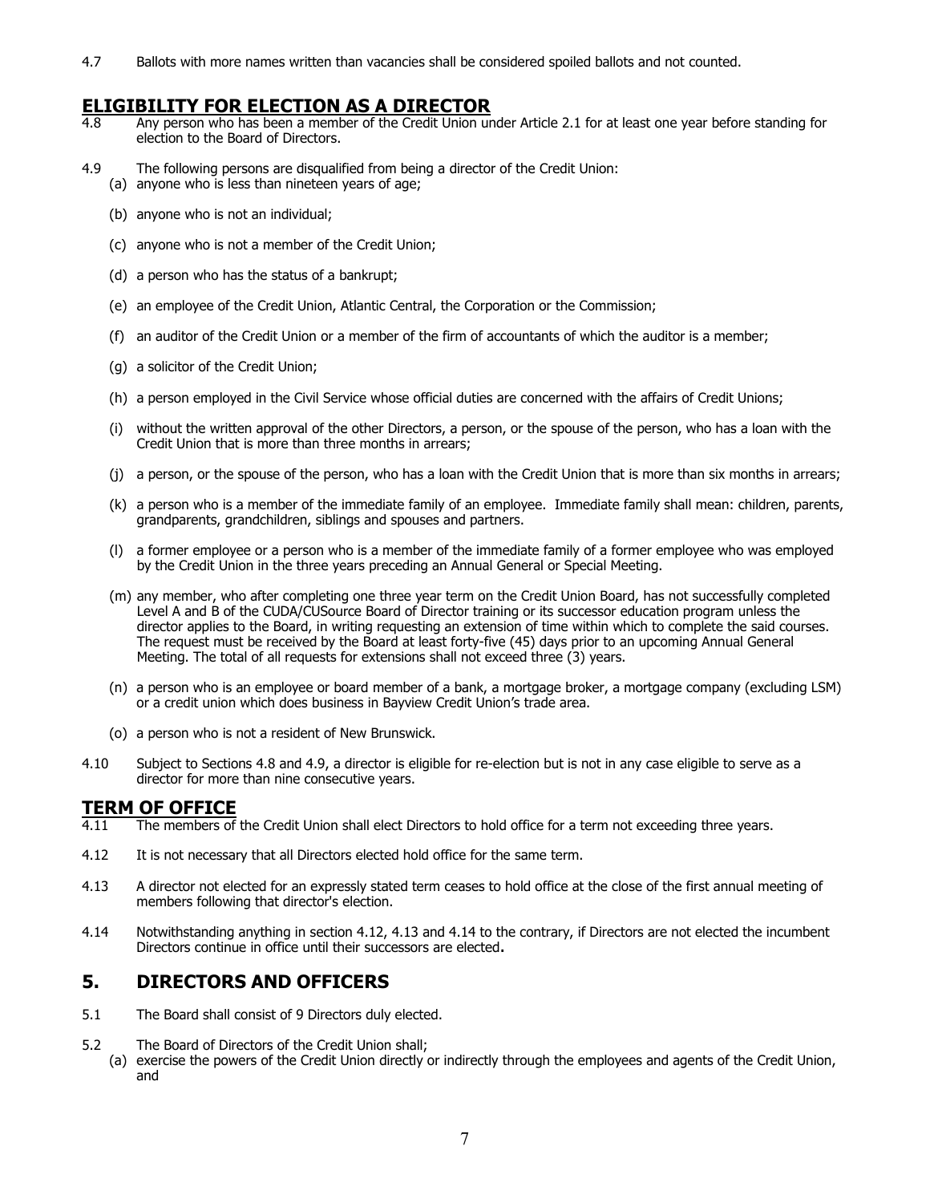4.7 Ballots with more names written than vacancies shall be considered spoiled ballots and not counted.

## ELIGIBILITY FOR ELECTION AS A DIRECTOR

4.8 Any person who has been a member of the Credit Union under Article 2.1 for at least one year before standing for election to the Board of Directors.

4.9 The following persons are disqualified from being a director of the Credit Union:

(a) anyone who is less than nineteen years of age;

(b) anyone who is not an individual;

(c) anyone who is not a member of the Credit Union;

(d) a person who has the status of a bankrupt;

(e) an employee of the Credit Union, Atlantic Central, the Corporation or the Commission;

(f) an auditor of the Credit Union or a member of the firm of accountants of which the auditor is a member;

(g) a solicitor of the Credit Union;

(h) a person employed in the Civil Service whose official duties are concerned with the affairs of Credit Unions;

(i) without the written approval of the other Directors, a person, or the spouse of the person, who has a loan with the Credit Union that is more than three months in arrears;

(j) a person, or the spouse of the person, who has a loan with the Credit Union that is more than six months in arrears;

(k) a person who is a member of the immediate family of an employee. Immediate family shall mean: children, parents, grandparents, grandchildren, siblings and spouses and partners.

(l) a former employee or a person who is a member of the immediate family of a former employee who was employed by the Credit Union in the three years preceding an Annual General or Special Meeting.

(m) any member, who after completing one three year term on the Credit Union Board, has not successfully completed Level A and B of the CUDA/CUSource Board of Director training or its successor education program unless the director applies to the Board, in writing requesting an extension of time within which to complete the said courses. The request must be received by the Board at least forty-five (45) days prior to an upcoming Annual General Meeting. The total of all requests for extensions shall not exceed three (3) years.

(n) a person who is an employee or board member of a bank, a mortgage broker, a mortgage company (excluding LSM) or a credit union which does business in Bayview Credit Union's trade area.

(o) a person who is not a resident of New Brunswick.

4.10 Subject to Sections 4.8 and 4.9, a director is eligible for re-election but is not in any case eligible to serve as a director for more than nine consecutive years.

## TERM OF OFFICE

4.11 The members of the Credit Union shall elect Directors to hold office for a term not exceeding three years.

4.12 It is not necessary that all Directors elected hold office for the same term.

4.13 A director not elected for an expressly stated term ceases to hold office at the close of the first annual meeting of members following that director's election.

4.14 Notwithstanding anything in section 4.12, 4.13 and 4.14 to the contrary, if Directors are not elected the incumbent Directors continue in office until their successors are elected**.**

# 5. DIRECTORS AND OFFICERS

5.1 The Board shall consist of 9 Directors duly elected.

5.2 The Board of Directors of the Credit Union shall;

(a) exercise the powers of the Credit Union directly or indirectly through the employees and agents of the Credit Union, and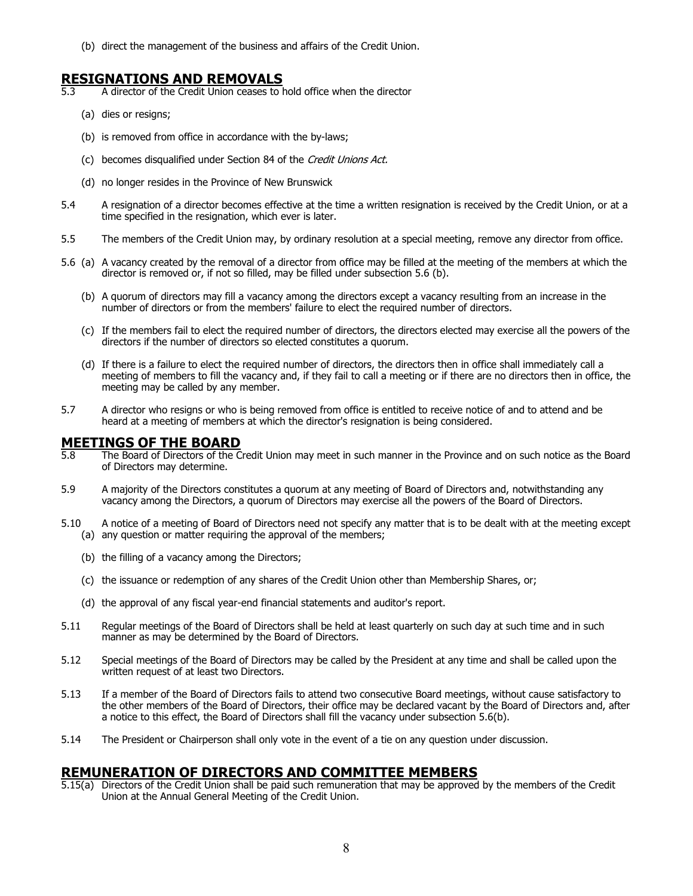(b) direct the management of the business and affairs of the Credit Union.

## RESIGNATIONS AND REMOVALS

5.3 A director of the Credit Union ceases to hold office when the director

(a) dies or resigns;

(b) is removed from office in accordance with the by-laws;

(c) becomes disqualified under Section 84 of the *Credit Unions Act.*

(d) no longer resides in the Province of New Brunswick

5.4 A resignation of a director becomes effective at the time a written resignation is received by the Credit Union, or at a time specified in the resignation, which ever is later.

5.5 The members of the Credit Union may, by ordinary resolution at a special meeting, remove any director from office.

5.6 (a) A vacancy created by the removal of a director from office may be filled at the meeting of the members at which the director is removed or, if not so filled, may be filled under subsection 5.6 (b).

(b) A quorum of directors may fill a vacancy among the directors except a vacancy resulting from an increase in the number of directors or from the members' failure to elect the required number of directors.

(c) If the members fail to elect the required number of directors, the directors elected may exercise all the powers of the directors if the number of directors so elected constitutes a quorum.

(d) If there is a failure to elect the required number of directors, the directors then in office shall immediately call a meeting of members to fill the vacancy and, if they fail to call a meeting or if there are no directors then in office, the meeting may be called by any member.

5.7 A director who resigns or who is being removed from office is entitled to receive notice of and to attend and be heard at a meeting of members at which the director's resignation is being considered.

## MEETINGS OF THE BOARD

5.8 The Board of Directors of the Credit Union may meet in such manner in the Province and on such notice as the Board of Directors may determine.

5.9 A majority of the Directors constitutes a quorum at any meeting of Board of Directors and, notwithstanding any vacancy among the Directors, a quorum of Directors may exercise all the powers of the Board of Directors.

5.10 A notice of a meeting of Board of Directors need not specify any matter that is to be dealt with at the meeting except

(a) any question or matter requiring the approval of the members;

(b) the filling of a vacancy among the Directors;

(c) the issuance or redemption of any shares of the Credit Union other than Membership Shares, or;

(d) the approval of any fiscal year-end financial statements and auditor's report.

5.11 Regular meetings of the Board of Directors shall be held at least quarterly on such day at such time and in such manner as may be determined by the Board of Directors.

5.12 Special meetings of the Board of Directors may be called by the President at any time and shall be called upon the written request of at least two Directors.

5.13 If a member of the Board of Directors fails to attend two consecutive Board meetings, without cause satisfactory to the other members of the Board of Directors, their office may be declared vacant by the Board of Directors and, after a notice to this effect, the Board of Directors shall fill the vacancy under subsection 5.6(b).

5.14 The President or Chairperson shall only vote in the event of a tie on any question under discussion.

## REMUNERATION OF DIRECTORS AND COMMITTEE MEMBERS

5.15(a) Directors of the Credit Union shall be paid such remuneration that may be approved by the members of the Credit Union at the Annual General Meeting of the Credit Union.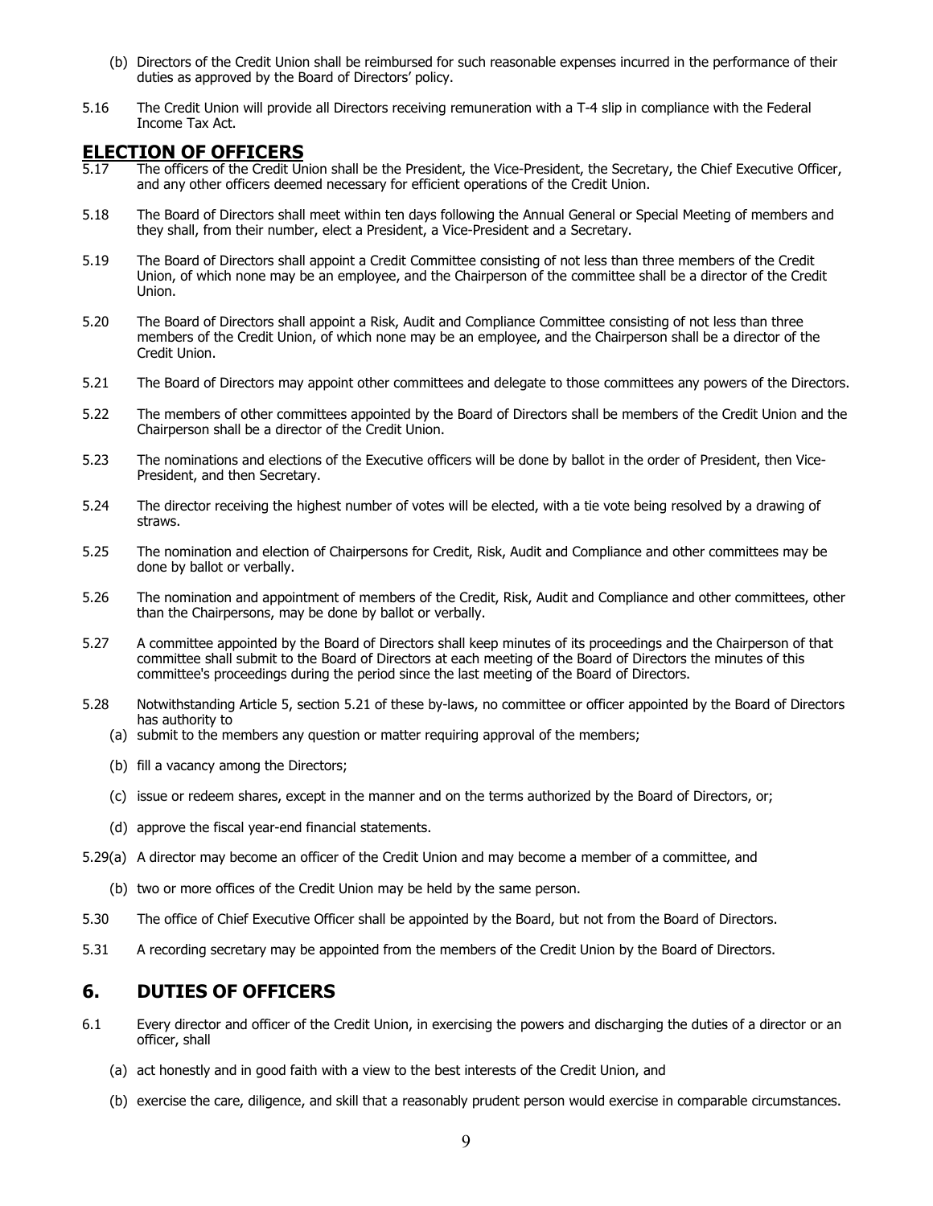(b) Directors of the Credit Union shall be reimbursed for such reasonable expenses incurred in the performance of their duties as approved by the Board of Directors' policy.

5.16 The Credit Union will provide all Directors receiving remuneration with a T-4 slip in compliance with the Federal Income Tax Act.

## ELECTION OF OFFICERS

5.17 The officers of the Credit Union shall be the President, the Vice-President, the Secretary, the Chief Executive Officer, and any other officers deemed necessary for efficient operations of the Credit Union.

5.18 The Board of Directors shall meet within ten days following the Annual General or Special Meeting of members and they shall, from their number, elect a President, a Vice-President and a Secretary.

5.19 The Board of Directors shall appoint a Credit Committee consisting of not less than three members of the Credit Union, of which none may be an employee, and the Chairperson of the committee shall be a director of the Credit Union.

5.20 The Board of Directors shall appoint a Risk, Audit and Compliance Committee consisting of not less than three members of the Credit Union, of which none may be an employee, and the Chairperson shall be a director of the Credit Union.

5.21 The Board of Directors may appoint other committees and delegate to those committees any powers of the Directors.

5.22 The members of other committees appointed by the Board of Directors shall be members of the Credit Union and the Chairperson shall be a director of the Credit Union.

5.23 The nominations and elections of the Executive officers will be done by ballot in the order of President, then Vice-President, and then Secretary.

5.24 The director receiving the highest number of votes will be elected, with a tie vote being resolved by a drawing of straws.

5.25 The nomination and election of Chairpersons for Credit, Risk, Audit and Compliance and other committees may be done by ballot or verbally.

5.26 The nomination and appointment of members of the Credit, Risk, Audit and Compliance and other committees, other than the Chairpersons, may be done by ballot or verbally.

5.27 A committee appointed by the Board of Directors shall keep minutes of its proceedings and the Chairperson of that committee shall submit to the Board of Directors at each meeting of the Board of Directors the minutes of this committee's proceedings during the period since the last meeting of the Board of Directors.

5.28 Notwithstanding Article 5, section 5.21 of these by-laws, no committee or officer appointed by the Board of Directors has authority to

(a) submit to the members any question or matter requiring approval of the members;

(b) fill a vacancy among the Directors;

(c) issue or redeem shares, except in the manner and on the terms authorized by the Board of Directors, or;

(d) approve the fiscal year-end financial statements.

5.29(a) A director may become an officer of the Credit Union and may become a member of a committee, and

(b) two or more offices of the Credit Union may be held by the same person.

5.30 The office of Chief Executive Officer shall be appointed by the Board, but not from the Board of Directors.

5.31 A recording secretary may be appointed from the members of the Credit Union by the Board of Directors.

## 6. DUTIES OF OFFICERS

6.1 Every director and officer of the Credit Union, in exercising the powers and discharging the duties of a director or an officer, shall

(a) act honestly and in good faith with a view to the best interests of the Credit Union, and

(b) exercise the care, diligence, and skill that a reasonably prudent person would exercise in comparable circumstances.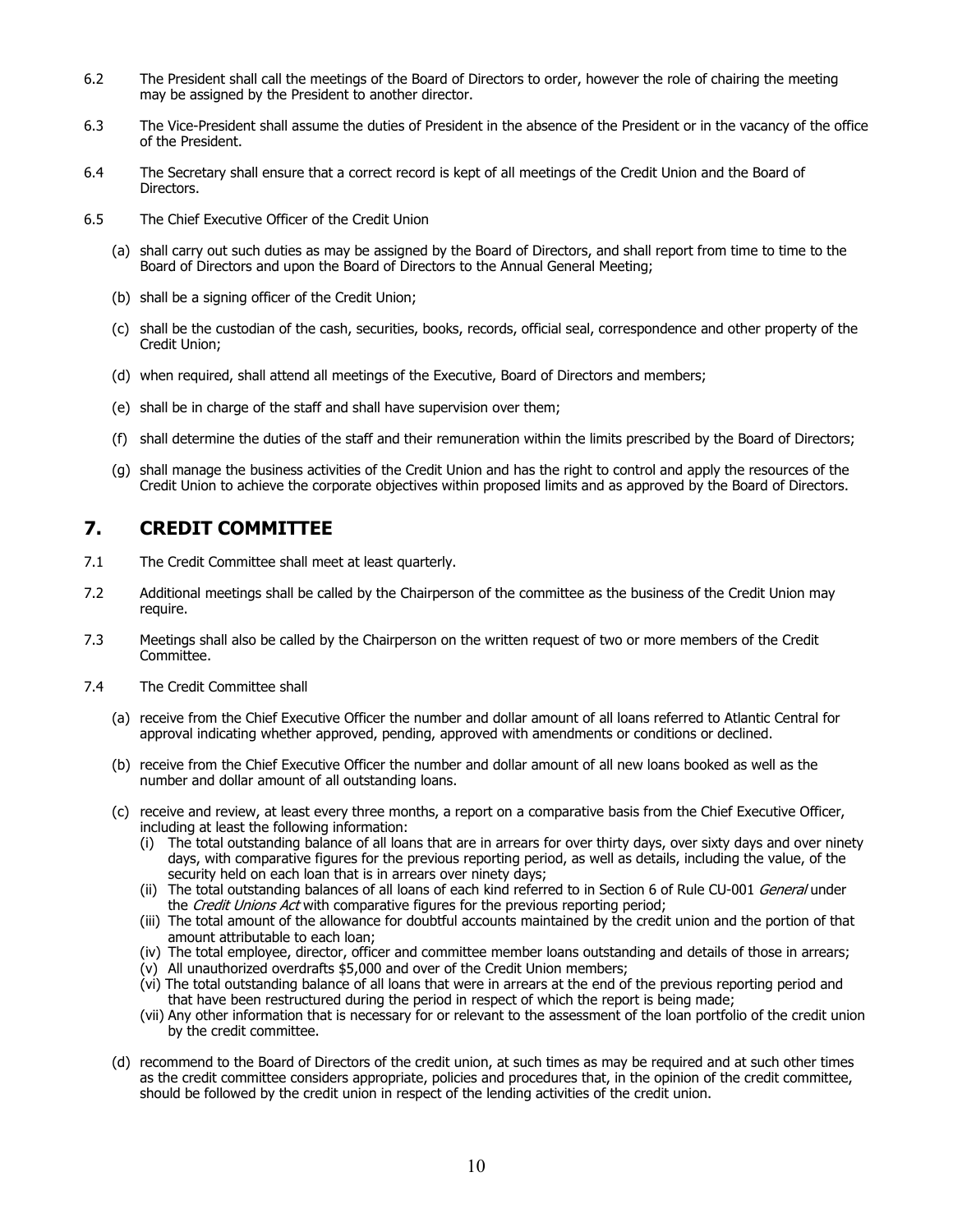6.2 The President shall call the meetings of the Board of Directors to order, however the role of chairing the meeting may be assigned by the President to another director.

6.3 The Vice-President shall assume the duties of President in the absence of the President or in the vacancy of the office of the President.

6.4 The Secretary shall ensure that a correct record is kept of all meetings of the Credit Union and the Board of Directors.

6.5 The Chief Executive Officer of the Credit Union

(a) shall carry out such duties as may be assigned by the Board of Directors, and shall report from time to time to the Board of Directors and upon the Board of Directors to the Annual General Meeting;

(b) shall be a signing officer of the Credit Union;

(c) shall be the custodian of the cash, securities, books, records, official seal, correspondence and other property of the Credit Union;

(d) when required, shall attend all meetings of the Executive, Board of Directors and members;

(e) shall be in charge of the staff and shall have supervision over them;

(f) shall determine the duties of the staff and their remuneration within the limits prescribed by the Board of Directors;

(g) shall manage the business activities of the Credit Union and has the right to control and apply the resources of the Credit Union to achieve the corporate objectives within proposed limits and as approved by the Board of Directors.

## 7. CREDIT COMMITTEE

7.1 The Credit Committee shall meet at least quarterly.

7.2 Additional meetings shall be called by the Chairperson of the committee as the business of the Credit Union may require.

7.3 Meetings shall also be called by the Chairperson on the written request of two or more members of the Credit Committee.

7.4 The Credit Committee shall

(a) receive from the Chief Executive Officer the number and dollar amount of all loans referred to Atlantic Central for approval indicating whether approved, pending, approved with amendments or conditions or declined.

(b) receive from the Chief Executive Officer the number and dollar amount of all new loans booked as well as the number and dollar amount of all outstanding loans.

(c) receive and review, at least every three months, a report on a comparative basis from the Chief Executive Officer, including at least the following information:
   - (i) The total outstanding balance of all loans that are in arrears for over thirty days, over sixty days and over ninety days, with comparative figures for the previous reporting period, as well as details, including the value, of the security held on each loan that is in arrears over ninety days;
   - (ii) The total outstanding balances of all loans of each kind referred to in Section 6 of Rule CU-001 *General* under the *Credit Unions Act* with comparative figures for the previous reporting period;
   - (iii) The total amount of the allowance for doubtful accounts maintained by the credit union and the portion of that amount attributable to each loan;
   - (iv) The total employee, director, officer and committee member loans outstanding and details of those in arrears;
   - (v) All unauthorized overdrafts $5,000 and over of the Credit Union members;
   - (vi) The total outstanding balance of all loans that were in arrears at the end of the previous reporting period and that have been restructured during the period in respect of which the report is being made;
   - (vii) Any other information that is necessary for or relevant to the assessment of the loan portfolio of the credit union by the credit committee.

(d) recommend to the Board of Directors of the credit union, at such times as may be required and at such other times as the credit committee considers appropriate, policies and procedures that, in the opinion of the credit committee, should be followed by the credit union in respect of the lending activities of the credit union.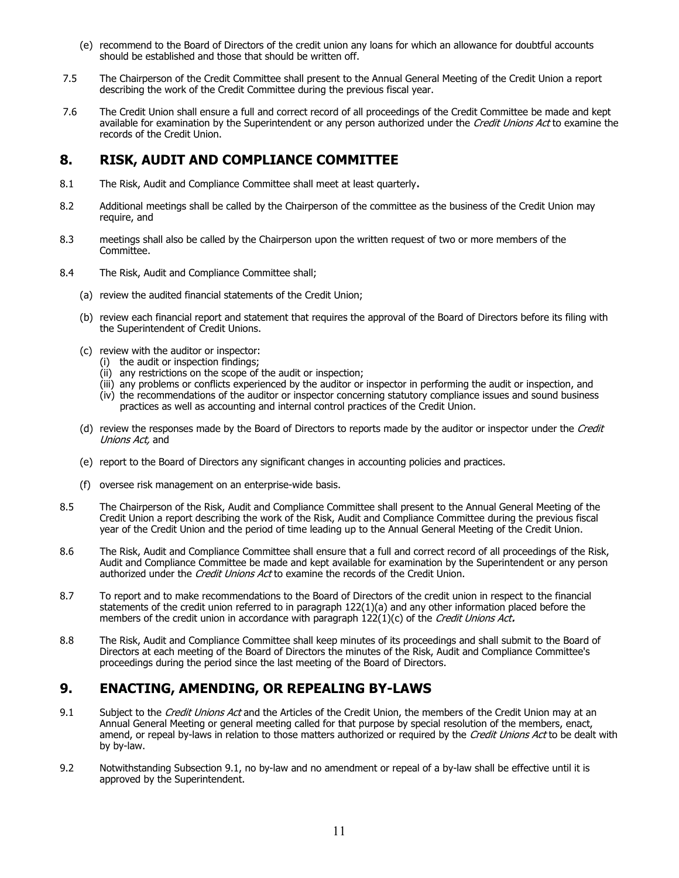(e) recommend to the Board of Directors of the credit union any loans for which an allowance for doubtful accounts should be established and those that should be written off.

7.5 The Chairperson of the Credit Committee shall present to the Annual General Meeting of the Credit Union a report describing the work of the Credit Committee during the previous fiscal year.

7.6 The Credit Union shall ensure a full and correct record of all proceedings of the Credit Committee be made and kept available for examination by the Superintendent or any person authorized under the *Credit Unions Act* to examine the records of the Credit Union.

## 8. RISK, AUDIT AND COMPLIANCE COMMITTEE

8.1 The Risk, Audit and Compliance Committee shall meet at least quarterly**.**

8.2 Additional meetings shall be called by the Chairperson of the committee as the business of the Credit Union may require, and

8.3 meetings shall also be called by the Chairperson upon the written request of two or more members of the Committee.

8.4 The Risk, Audit and Compliance Committee shall;

(a) review the audited financial statements of the Credit Union;

(b) review each financial report and statement that requires the approval of the Board of Directors before its filing with the Superintendent of Credit Unions.

(c) review with the auditor or inspector:
  (i) the audit or inspection findings;
  (ii) any restrictions on the scope of the audit or inspection;
  (iii) any problems or conflicts experienced by the auditor or inspector in performing the audit or inspection, and
  (iv) the recommendations of the auditor or inspector concerning statutory compliance issues and sound business practices as well as accounting and internal control practices of the Credit Union.

(d) review the responses made by the Board of Directors to reports made by the auditor or inspector under the *Credit Unions Act,* and

(e) report to the Board of Directors any significant changes in accounting policies and practices.

(f) oversee risk management on an enterprise-wide basis.

8.5 The Chairperson of the Risk, Audit and Compliance Committee shall present to the Annual General Meeting of the Credit Union a report describing the work of the Risk, Audit and Compliance Committee during the previous fiscal year of the Credit Union and the period of time leading up to the Annual General Meeting of the Credit Union.

8.6 The Risk, Audit and Compliance Committee shall ensure that a full and correct record of all proceedings of the Risk, Audit and Compliance Committee be made and kept available for examination by the Superintendent or any person authorized under the *Credit Unions Act* to examine the records of the Credit Union.

8.7 To report and to make recommendations to the Board of Directors of the credit union in respect to the financial statements of the credit union referred to in paragraph 122(1)(a) and any other information placed before the members of the credit union in accordance with paragraph 122(1)(c) of the *Credit Unions Act***.**

8.8 The Risk, Audit and Compliance Committee shall keep minutes of its proceedings and shall submit to the Board of Directors at each meeting of the Board of Directors the minutes of the Risk, Audit and Compliance Committee's proceedings during the period since the last meeting of the Board of Directors.

## 9. ENACTING, AMENDING, OR REPEALING BY-LAWS

9.1 Subject to the *Credit Unions Act* and the Articles of the Credit Union, the members of the Credit Union may at an Annual General Meeting or general meeting called for that purpose by special resolution of the members, enact, amend, or repeal by-laws in relation to those matters authorized or required by the *Credit Unions Act* to be dealt with by by-law.

9.2 Notwithstanding Subsection 9.1, no by-law and no amendment or repeal of a by-law shall be effective until it is approved by the Superintendent.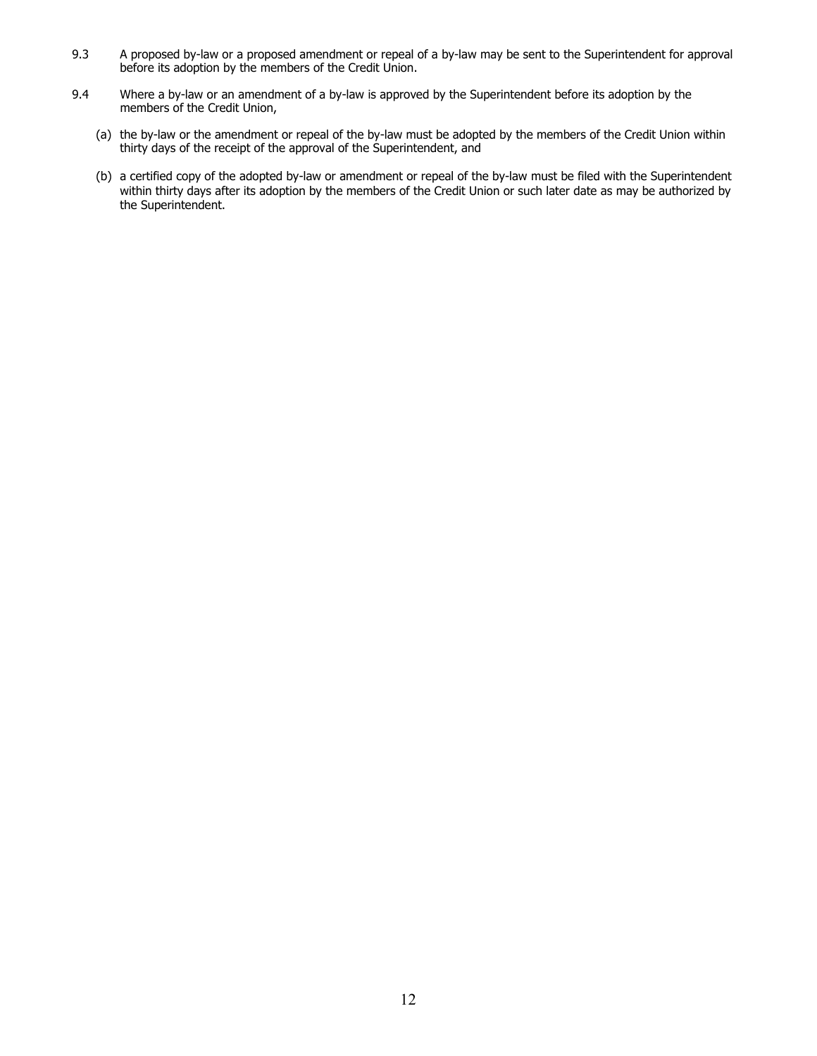9.3 A proposed by-law or a proposed amendment or repeal of a by-law may be sent to the Superintendent for approval before its adoption by the members of the Credit Union.

9.4 Where a by-law or an amendment of a by-law is approved by the Superintendent before its adoption by the members of the Credit Union,

(a) the by-law or the amendment or repeal of the by-law must be adopted by the members of the Credit Union within thirty days of the receipt of the approval of the Superintendent, and

(b) a certified copy of the adopted by-law or amendment or repeal of the by-law must be filed with the Superintendent within thirty days after its adoption by the members of the Credit Union or such later date as may be authorized by the Superintendent.